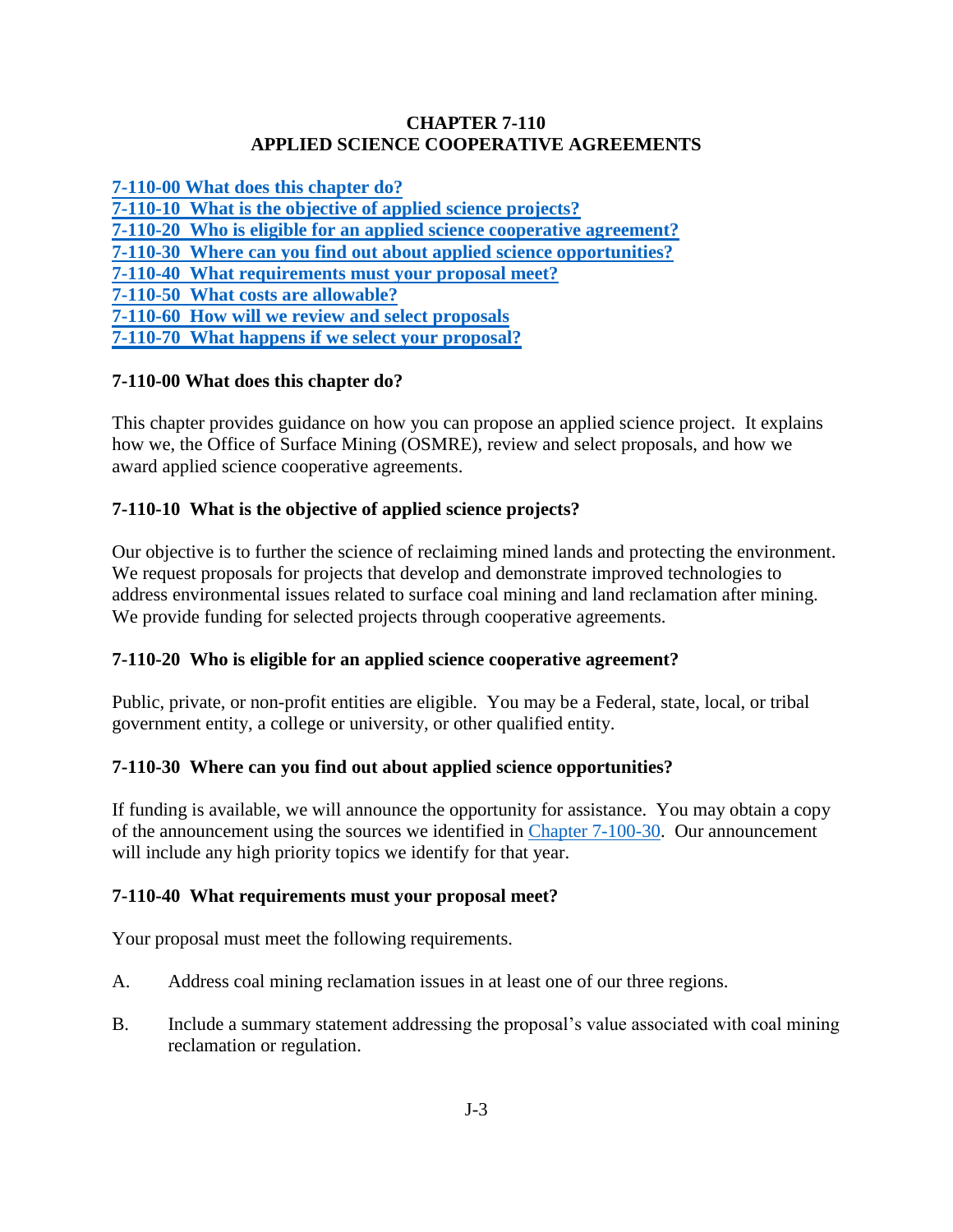# CHAPTER 7-110
# APPLIED SCIENCE COOPERATIVE AGREEMENTS

**7-110-00 What does this chapter do?**
**7-110-10 What is the objective of applied science projects?**
**7-110-20 Who is eligible for an applied science cooperative agreement?**
**7-110-30 Where can you find out about applied science opportunities?**
**7-110-40 What requirements must your proposal meet?**
**7-110-50 What costs are allowable?**
**7-110-60 How will we review and select proposals**
**7-110-70 What happens if we select your proposal?**

## 7-110-00 What does this chapter do?

This chapter provides guidance on how you can propose an applied science project. It explains how we, the Office of Surface Mining (OSMRE), review and select proposals, and how we award applied science cooperative agreements.

## 7-110-10 What is the objective of applied science projects?

Our objective is to further the science of reclaiming mined lands and protecting the environment. We request proposals for projects that develop and demonstrate improved technologies to address environmental issues related to surface coal mining and land reclamation after mining. We provide funding for selected projects through cooperative agreements.

## 7-110-20 Who is eligible for an applied science cooperative agreement?

Public, private, or non-profit entities are eligible. You may be a Federal, state, local, or tribal government entity, a college or university, or other qualified entity.

## 7-110-30 Where can you find out about applied science opportunities?

If funding is available, we will announce the opportunity for assistance. You may obtain a copy of the announcement using the sources we identified in Chapter 7-100-30. Our announcement will include any high priority topics we identify for that year.

## 7-110-40 What requirements must your proposal meet?

Your proposal must meet the following requirements.

A. Address coal mining reclamation issues in at least one of our three regions.

B. Include a summary statement addressing the proposal's value associated with coal mining reclamation or regulation.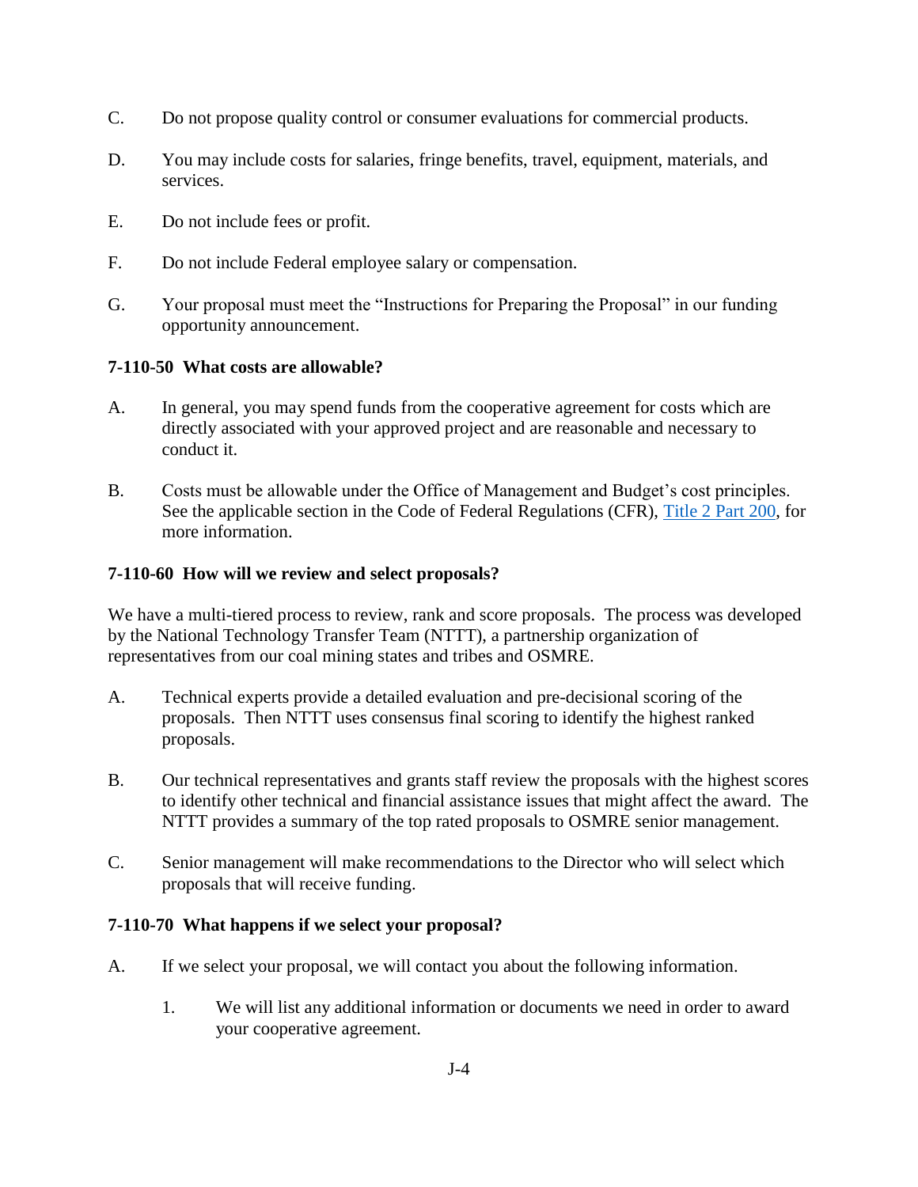C. Do not propose quality control or consumer evaluations for commercial products.

D. You may include costs for salaries, fringe benefits, travel, equipment, materials, and services.

E. Do not include fees or profit.

F. Do not include Federal employee salary or compensation.

G. Your proposal must meet the "Instructions for Preparing the Proposal" in our funding opportunity announcement.

### 7-110-50 What costs are allowable?

A. In general, you may spend funds from the cooperative agreement for costs which are directly associated with your approved project and are reasonable and necessary to conduct it.

B. Costs must be allowable under the Office of Management and Budget's cost principles. See the applicable section in the Code of Federal Regulations (CFR), Title 2 Part 200, for more information.

### 7-110-60 How will we review and select proposals?

We have a multi-tiered process to review, rank and score proposals. The process was developed by the National Technology Transfer Team (NTTT), a partnership organization of representatives from our coal mining states and tribes and OSMRE.

A. Technical experts provide a detailed evaluation and pre-decisional scoring of the proposals. Then NTTT uses consensus final scoring to identify the highest ranked proposals.

B. Our technical representatives and grants staff review the proposals with the highest scores to identify other technical and financial assistance issues that might affect the award. The NTTT provides a summary of the top rated proposals to OSMRE senior management.

C. Senior management will make recommendations to the Director who will select which proposals that will receive funding.

### 7-110-70 What happens if we select your proposal?

A. If we select your proposal, we will contact you about the following information.

   1. We will list any additional information or documents we need in order to award your cooperative agreement.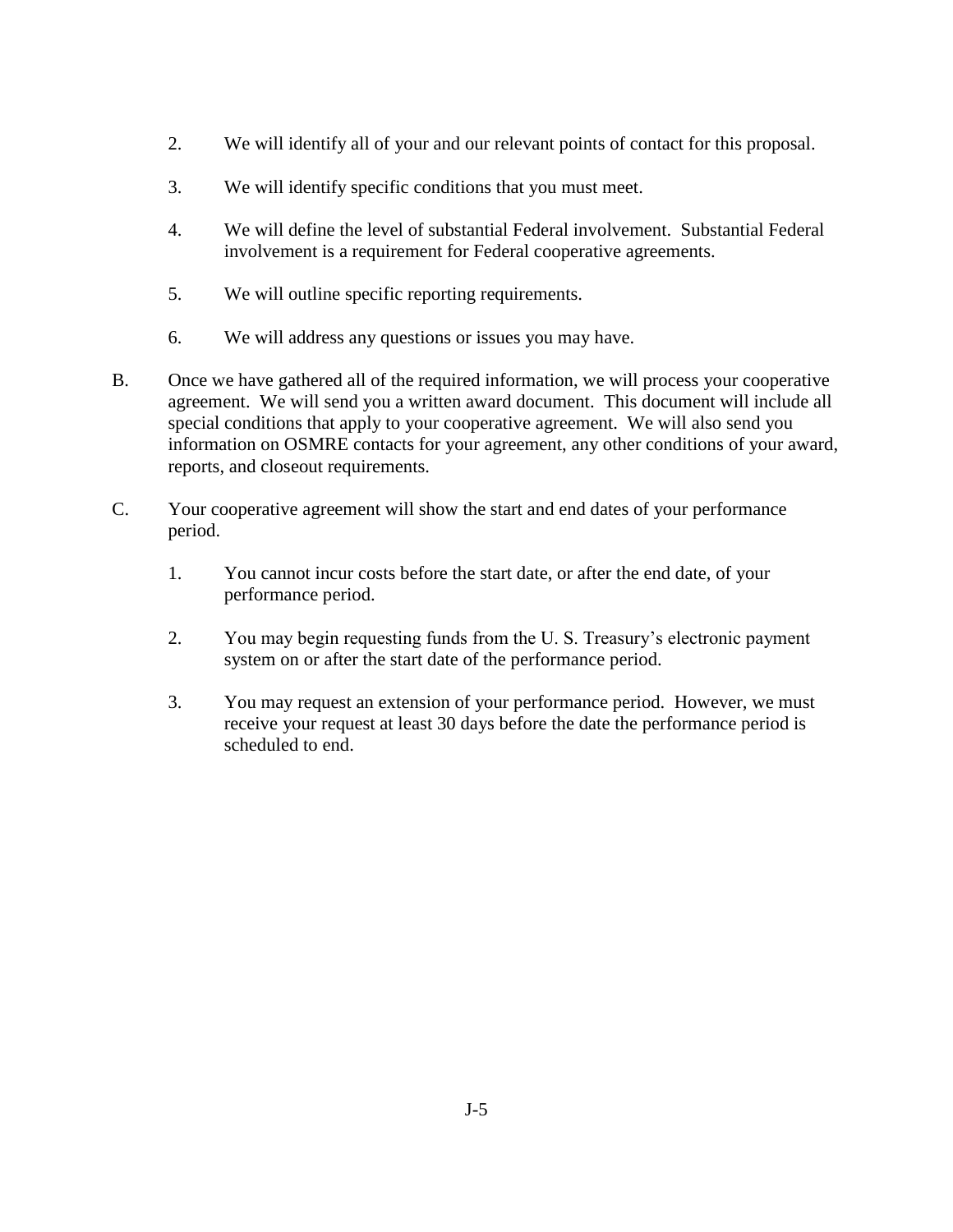2. We will identify all of your and our relevant points of contact for this proposal.

3. We will identify specific conditions that you must meet.

4. We will define the level of substantial Federal involvement. Substantial Federal involvement is a requirement for Federal cooperative agreements.

5. We will outline specific reporting requirements.

6. We will address any questions or issues you may have.

B. Once we have gathered all of the required information, we will process your cooperative agreement. We will send you a written award document. This document will include all special conditions that apply to your cooperative agreement. We will also send you information on OSMRE contacts for your agreement, any other conditions of your award, reports, and closeout requirements.

C. Your cooperative agreement will show the start and end dates of your performance period.

1. You cannot incur costs before the start date, or after the end date, of your performance period.

2. You may begin requesting funds from the U. S. Treasury's electronic payment system on or after the start date of the performance period.

3. You may request an extension of your performance period. However, we must receive your request at least 30 days before the date the performance period is scheduled to end.